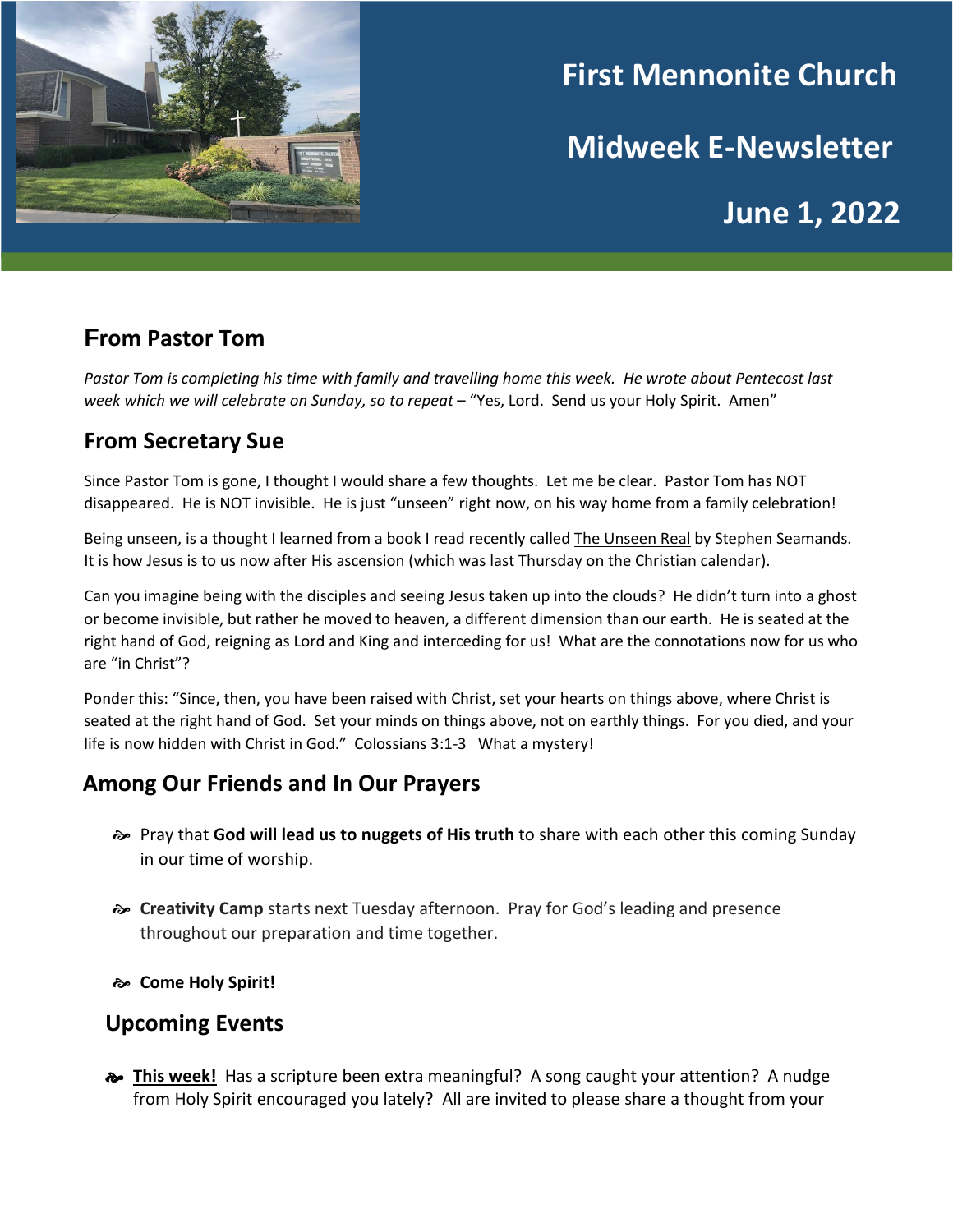# First Mennonite Church

# Midweek E-Newsletter

# June 1, 2022

## From Pastor Tom

*Pastor Tom is completing his time with family and travelling home this week. He wrote about Pentecost last week which we will celebrate on Sunday, so to repeat* – "Yes, Lord. Send us your Holy Spirit. Amen"

## From Secretary Sue

Since Pastor Tom is gone, I thought I would share a few thoughts. Let me be clear. Pastor Tom has NOT disappeared. He is NOT invisible. He is just "unseen" right now, on his way home from a family celebration!

Being unseen, is a thought I learned from a book I read recently called The Unseen Real by Stephen Seamands. It is how Jesus is to us now after His ascension (which was last Thursday on the Christian calendar).

Can you imagine being with the disciples and seeing Jesus taken up into the clouds? He didn't turn into a ghost or become invisible, but rather he moved to heaven, a different dimension than our earth. He is seated at the right hand of God, reigning as Lord and King and interceding for us! What are the connotations now for us who are "in Christ"?

Ponder this: "Since, then, you have been raised with Christ, set your hearts on things above, where Christ is seated at the right hand of God. Set your minds on things above, not on earthly things. For you died, and your life is now hidden with Christ in God." Colossians 3:1-3 What a mystery!

## Among Our Friends and In Our Prayers

- Pray that **God will lead us to nuggets of His truth** to share with each other this coming Sunday in our time of worship.
- **Creativity Camp** starts next Tuesday afternoon. Pray for God's leading and presence throughout our preparation and time together.
- **Come Holy Spirit!**

## Upcoming Events

- **This week!** Has a scripture been extra meaningful? A song caught your attention? A nudge from Holy Spirit encouraged you lately? All are invited to please share a thought from your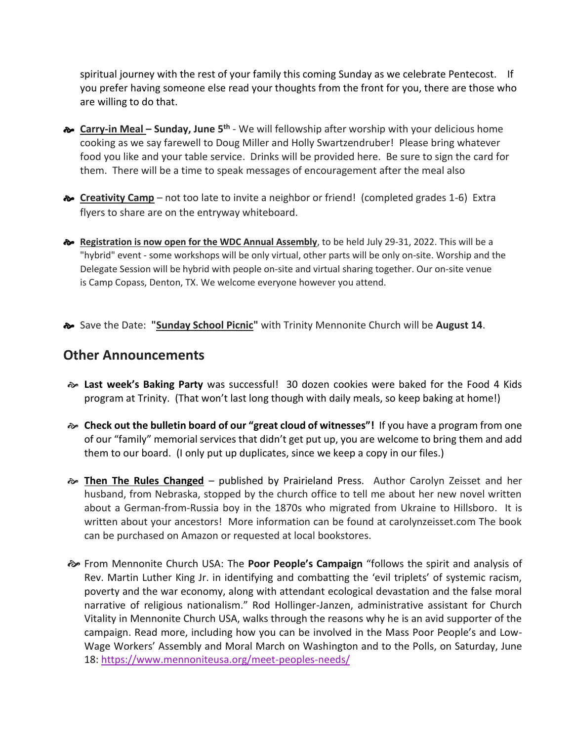spiritual journey with the rest of your family this coming Sunday as we celebrate Pentecost. If you prefer having someone else read your thoughts from the front for you, there are those who are willing to do that.

- **Carry-in Meal – Sunday, June 5th** - We will fellowship after worship with your delicious home cooking as we say farewell to Doug Miller and Holly Swartzendruber! Please bring whatever food you like and your table service. Drinks will be provided here. Be sure to sign the card for them. There will be a time to speak messages of encouragement after the meal also

- **Creativity Camp** – not too late to invite a neighbor or friend! (completed grades 1-6) Extra flyers to share are on the entryway whiteboard.

- **Registration is now open for the WDC Annual Assembly**, to be held July 29-31, 2022. This will be a "hybrid" event - some workshops will be only virtual, other parts will be only on-site. Worship and the Delegate Session will be hybrid with people on-site and virtual sharing together. Our on-site venue is Camp Copass, Denton, TX. We welcome everyone however you attend.

- Save the Date: **"Sunday School Picnic"** with Trinity Mennonite Church will be **August 14**.

## Other Announcements

- **Last week's Baking Party** was successful! 30 dozen cookies were baked for the Food 4 Kids program at Trinity. (That won't last long though with daily meals, so keep baking at home!)

- **Check out the bulletin board of our "great cloud of witnesses"!** If you have a program from one of our "family" memorial services that didn't get put up, you are welcome to bring them and add them to our board. (I only put up duplicates, since we keep a copy in our files.)

- **Then The Rules Changed** – published by Prairieland Press. Author Carolyn Zeisset and her husband, from Nebraska, stopped by the church office to tell me about her new novel written about a German-from-Russia boy in the 1870s who migrated from Ukraine to Hillsboro. It is written about your ancestors! More information can be found at carolynzeisset.com The book can be purchased on Amazon or requested at local bookstores.

- From Mennonite Church USA: The **Poor People's Campaign** "follows the spirit and analysis of Rev. Martin Luther King Jr. in identifying and combatting the 'evil triplets' of systemic racism, poverty and the war economy, along with attendant ecological devastation and the false moral narrative of religious nationalism." Rod Hollinger-Janzen, administrative assistant for Church Vitality in Mennonite Church USA, walks through the reasons why he is an avid supporter of the campaign. Read more, including how you can be involved in the Mass Poor People's and Low-Wage Workers' Assembly and Moral March on Washington and to the Polls, on Saturday, June 18: https://www.mennoniteusa.org/meet-peoples-needs/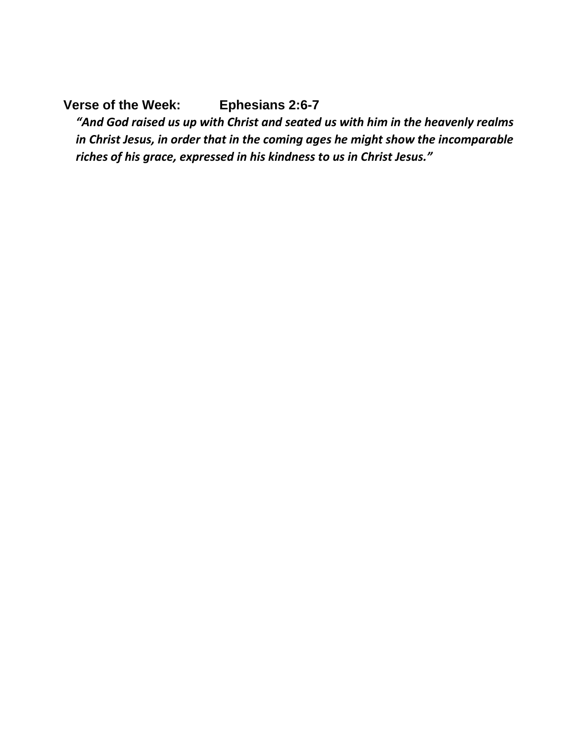**Verse of the Week:** **Ephesians 2:6-7**

***"And God raised us up with Christ and seated us with him in the heavenly realms in Christ Jesus, in order that in the coming ages he might show the incomparable riches of his grace, expressed in his kindness to us in Christ Jesus."***